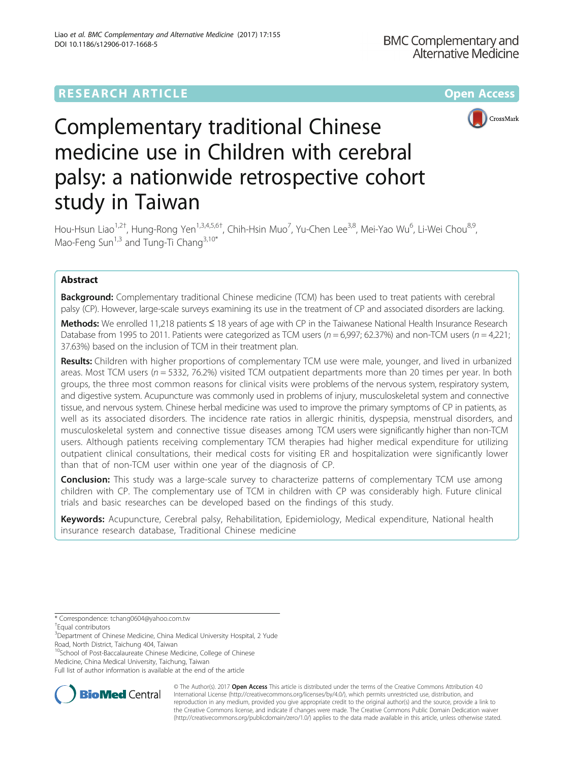RESEARCH ARTICLE Open Access

# Complementary traditional Chinese medicine use in Children with cerebral palsy: a nationwide retrospective cohort study in Taiwan

Hou-Hsun Liao[1,2†], Hung-Rong Yen[1,3,4,5,6†], Chih-Hsin Muo[7], Yu-Chen Lee[3,8], Mei-Yao Wu[6], Li-Wei Chou[8,9], Mao-Feng Sun[1,3] and Tung-Ti Chang[3,10*]

## Abstract

**Background:** Complementary traditional Chinese medicine (TCM) has been used to treat patients with cerebral palsy (CP). However, large-scale surveys examining its use in the treatment of CP and associated disorders are lacking.

**Methods:** We enrolled 11,218 patients ≤ 18 years of age with CP in the Taiwanese National Health Insurance Research Database from 1995 to 2011. Patients were categorized as TCM users ($n$ = 6,997; 62.37%) and non-TCM users ($n$ = 4,221; 37.63%) based on the inclusion of TCM in their treatment plan.

**Results:** Children with higher proportions of complementary TCM use were male, younger, and lived in urbanized areas. Most TCM users ($n$ = 5332, 76.2%) visited TCM outpatient departments more than 20 times per year. In both groups, the three most common reasons for clinical visits were problems of the nervous system, respiratory system, and digestive system. Acupuncture was commonly used in problems of injury, musculoskeletal system and connective tissue, and nervous system. Chinese herbal medicine was used to improve the primary symptoms of CP in patients, as well as its associated disorders. The incidence rate ratios in allergic rhinitis, dyspepsia, menstrual disorders, and musculoskeletal system and connective tissue diseases among TCM users were significantly higher than non-TCM users. Although patients receiving complementary TCM therapies had higher medical expenditure for utilizing outpatient clinical consultations, their medical costs for visiting ER and hospitalization were significantly lower than that of non-TCM user within one year of the diagnosis of CP.

**Conclusion:** This study was a large-scale survey to characterize patterns of complementary TCM use among children with CP. The complementary use of TCM in children with CP was considerably high. Future clinical trials and basic researches can be developed based on the findings of this study.

**Keywords:** Acupuncture, Cerebral palsy, Rehabilitation, Epidemiology, Medical expenditure, National health insurance research database, Traditional Chinese medicine

---

\* Correspondence: tchang0604@yahoo.com.tw
†Equal contributors
[3]Department of Chinese Medicine, China Medical University Hospital, 2 Yude Road, North District, Taichung 404, Taiwan
[10]School of Post-Baccalaureate Chinese Medicine, College of Chinese Medicine, China Medical University, Taichung, Taiwan
Full list of author information is available at the end of the article

© The Author(s). 2017 **Open Access** This article is distributed under the terms of the Creative Commons Attribution 4.0 International License (http://creativecommons.org/licenses/by/4.0/), which permits unrestricted use, distribution, and reproduction in any medium, provided you give appropriate credit to the original author(s) and the source, provide a link to the Creative Commons license, and indicate if changes were made. The Creative Commons Public Domain Dedication waiver (http://creativecommons.org/publicdomain/zero/1.0/) applies to the data made available in this article, unless otherwise stated.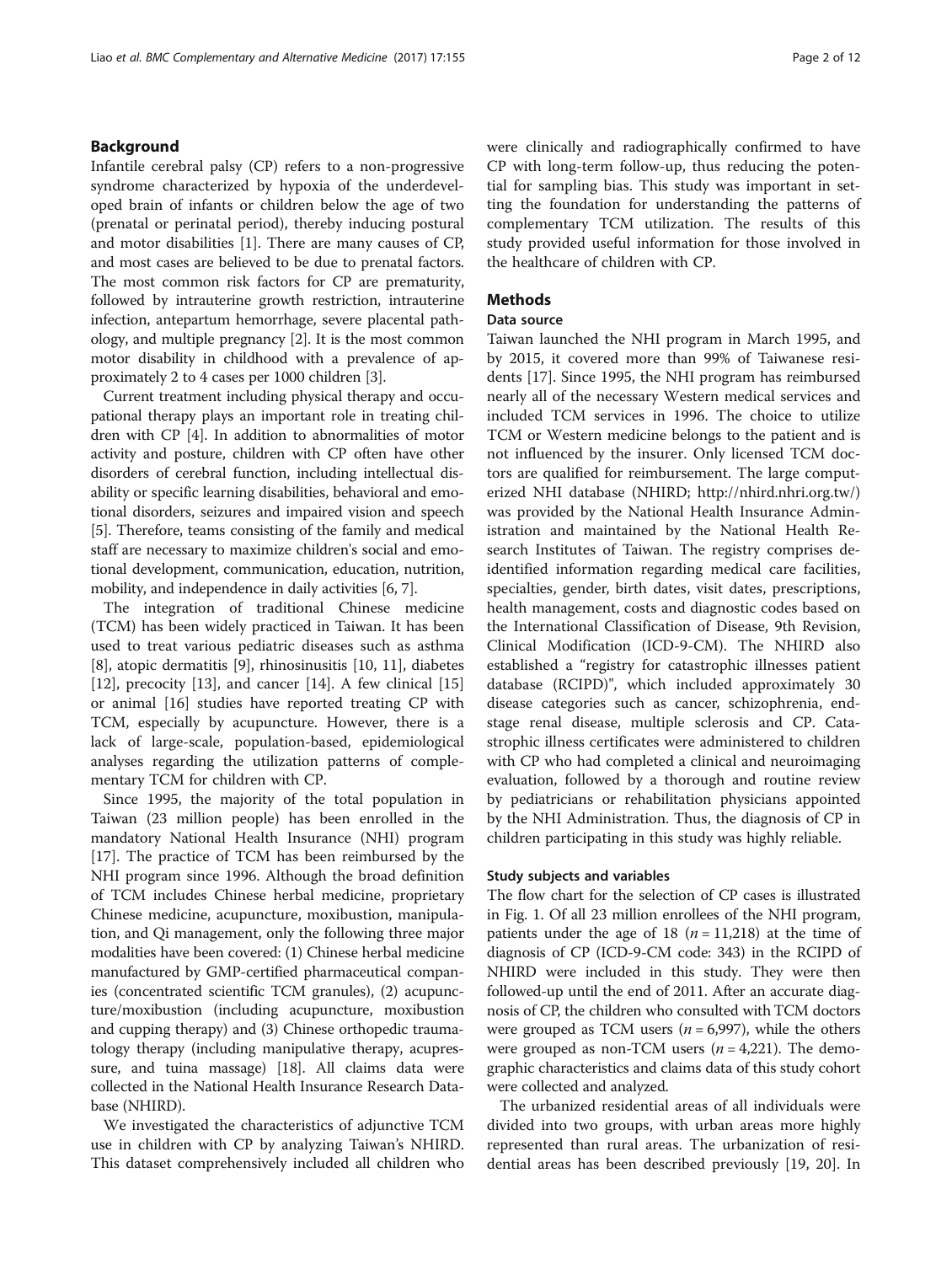## Background

Infantile cerebral palsy (CP) refers to a non-progressive syndrome characterized by hypoxia of the underdeveloped brain of infants or children below the age of two (prenatal or perinatal period), thereby inducing postural and motor disabilities [1]. There are many causes of CP, and most cases are believed to be due to prenatal factors. The most common risk factors for CP are prematurity, followed by intrauterine growth restriction, intrauterine infection, antepartum hemorrhage, severe placental pathology, and multiple pregnancy [2]. It is the most common motor disability in childhood with a prevalence of approximately 2 to 4 cases per 1000 children [3].

Current treatment including physical therapy and occupational therapy plays an important role in treating children with CP [4]. In addition to abnormalities of motor activity and posture, children with CP often have other disorders of cerebral function, including intellectual disability or specific learning disabilities, behavioral and emotional disorders, seizures and impaired vision and speech [5]. Therefore, teams consisting of the family and medical staff are necessary to maximize children's social and emotional development, communication, education, nutrition, mobility, and independence in daily activities [6, 7].

The integration of traditional Chinese medicine (TCM) has been widely practiced in Taiwan. It has been used to treat various pediatric diseases such as asthma [8], atopic dermatitis [9], rhinosinusitis [10, 11], diabetes [12], precocity [13], and cancer [14]. A few clinical [15] or animal [16] studies have reported treating CP with TCM, especially by acupuncture. However, there is a lack of large-scale, population-based, epidemiological analyses regarding the utilization patterns of complementary TCM for children with CP.

Since 1995, the majority of the total population in Taiwan (23 million people) has been enrolled in the mandatory National Health Insurance (NHI) program [17]. The practice of TCM has been reimbursed by the NHI program since 1996. Although the broad definition of TCM includes Chinese herbal medicine, proprietary Chinese medicine, acupuncture, moxibustion, manipulation, and Qi management, only the following three major modalities have been covered: (1) Chinese herbal medicine manufactured by GMP-certified pharmaceutical companies (concentrated scientific TCM granules), (2) acupuncture/moxibustion (including acupuncture, moxibustion and cupping therapy) and (3) Chinese orthopedic traumatology therapy (including manipulative therapy, acupressure, and tuina massage) [18]. All claims data were collected in the National Health Insurance Research Database (NHIRD).

We investigated the characteristics of adjunctive TCM use in children with CP by analyzing Taiwan's NHIRD. This dataset comprehensively included all children who were clinically and radiographically confirmed to have CP with long-term follow-up, thus reducing the potential for sampling bias. This study was important in setting the foundation for understanding the patterns of complementary TCM utilization. The results of this study provided useful information for those involved in the healthcare of children with CP.

## Methods

### Data source

Taiwan launched the NHI program in March 1995, and by 2015, it covered more than 99% of Taiwanese residents [17]. Since 1995, the NHI program has reimbursed nearly all of the necessary Western medical services and included TCM services in 1996. The choice to utilize TCM or Western medicine belongs to the patient and is not influenced by the insurer. Only licensed TCM doctors are qualified for reimbursement. The large computerized NHI database (NHIRD; http://nhird.nhri.org.tw/) was provided by the National Health Insurance Administration and maintained by the National Health Research Institutes of Taiwan. The registry comprises de-identified information regarding medical care facilities, specialties, gender, birth dates, visit dates, prescriptions, health management, costs and diagnostic codes based on the International Classification of Disease, 9th Revision, Clinical Modification (ICD-9-CM). The NHIRD also established a "registry for catastrophic illnesses patient database (RCIPD)", which included approximately 30 disease categories such as cancer, schizophrenia, end-stage renal disease, multiple sclerosis and CP. Catastrophic illness certificates were administered to children with CP who had completed a clinical and neuroimaging evaluation, followed by a thorough and routine review by pediatricians or rehabilitation physicians appointed by the NHI Administration. Thus, the diagnosis of CP in children participating in this study was highly reliable.

### Study subjects and variables

The flow chart for the selection of CP cases is illustrated in Fig. 1. Of all 23 million enrollees of the NHI program, patients under the age of 18 ($n = 11{,}218$) at the time of diagnosis of CP (ICD-9-CM code: 343) in the RCIPD of NHIRD were included in this study. They were then followed-up until the end of 2011. After an accurate diagnosis of CP, the children who consulted with TCM doctors were grouped as TCM users ($n = 6{,}997$), while the others were grouped as non-TCM users ($n = 4{,}221$). The demographic characteristics and claims data of this study cohort were collected and analyzed.

The urbanized residential areas of all individuals were divided into two groups, with urban areas more highly represented than rural areas. The urbanization of residential areas has been described previously [19, 20]. In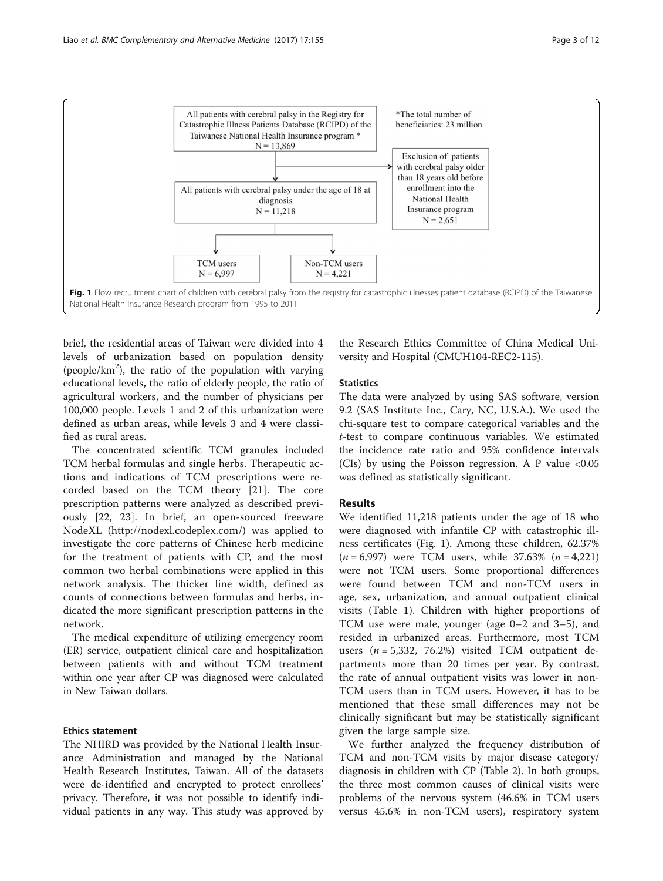All patients with cerebral palsy in the Registry for Catastrophic Illness Patients Database (RCIPD) of the Taiwanese National Health Insurance program *
N = 13,869

*The total number of beneficiaries: 23 million

Exclusion of patients with cerebral palsy older than 18 years old before enrollment into the National Health Insurance program
N = 2,651

All patients with cerebral palsy under the age of 18 at diagnosis
N = 11,218

TCM users
N = 6,997

Non-TCM users
N = 4,221

**Fig. 1** Flow recruitment chart of children with cerebral palsy from the registry for catastrophic illnesses patient database (RCIPD) of the Taiwanese National Health Insurance Research program from 1995 to 2011

brief, the residential areas of Taiwan were divided into 4 levels of urbanization based on population density (people/km$^2$), the ratio of the population with varying educational levels, the ratio of elderly people, the ratio of agricultural workers, and the number of physicians per 100,000 people. Levels 1 and 2 of this urbanization were defined as urban areas, while levels 3 and 4 were classified as rural areas.

The concentrated scientific TCM granules included TCM herbal formulas and single herbs. Therapeutic actions and indications of TCM prescriptions were recorded based on the TCM theory [21]. The core prescription patterns were analyzed as described previously [22, 23]. In brief, an open-sourced freeware NodeXL (http://nodexl.codeplex.com/) was applied to investigate the core patterns of Chinese herb medicine for the treatment of patients with CP, and the most common two herbal combinations were applied in this network analysis. The thicker line width, defined as counts of connections between formulas and herbs, indicated the more significant prescription patterns in the network.

The medical expenditure of utilizing emergency room (ER) service, outpatient clinical care and hospitalization between patients with and without TCM treatment within one year after CP was diagnosed were calculated in New Taiwan dollars.

### Ethics statement

The NHIRD was provided by the National Health Insurance Administration and managed by the National Health Research Institutes, Taiwan. All of the datasets were de-identified and encrypted to protect enrollees' privacy. Therefore, it was not possible to identify individual patients in any way. This study was approved by the Research Ethics Committee of China Medical University and Hospital (CMUH104-REC2-115).

### Statistics

The data were analyzed by using SAS software, version 9.2 (SAS Institute Inc., Cary, NC, U.S.A.). We used the chi-square test to compare categorical variables and the *t*-test to compare continuous variables. We estimated the incidence rate ratio and 95% confidence intervals (CIs) by using the Poisson regression. A P value <0.05 was defined as statistically significant.

## Results

We identified 11,218 patients under the age of 18 who were diagnosed with infantile CP with catastrophic illness certificates (Fig. 1). Among these children, 62.37% ($n$ = 6,997) were TCM users, while 37.63% ($n$ = 4,221) were not TCM users. Some proportional differences were found between TCM and non-TCM users in age, sex, urbanization, and annual outpatient clinical visits (Table 1). Children with higher proportions of TCM use were male, younger (age 0–2 and 3–5), and resided in urbanized areas. Furthermore, most TCM users ($n$ = 5,332, 76.2%) visited TCM outpatient departments more than 20 times per year. By contrast, the rate of annual outpatient visits was lower in non-TCM users than in TCM users. However, it has to be mentioned that these small differences may not be clinically significant but may be statistically significant given the large sample size.

We further analyzed the frequency distribution of TCM and non-TCM visits by major disease category/diagnosis in children with CP (Table 2). In both groups, the three most common causes of clinical visits were problems of the nervous system (46.6% in TCM users versus 45.6% in non-TCM users), respiratory system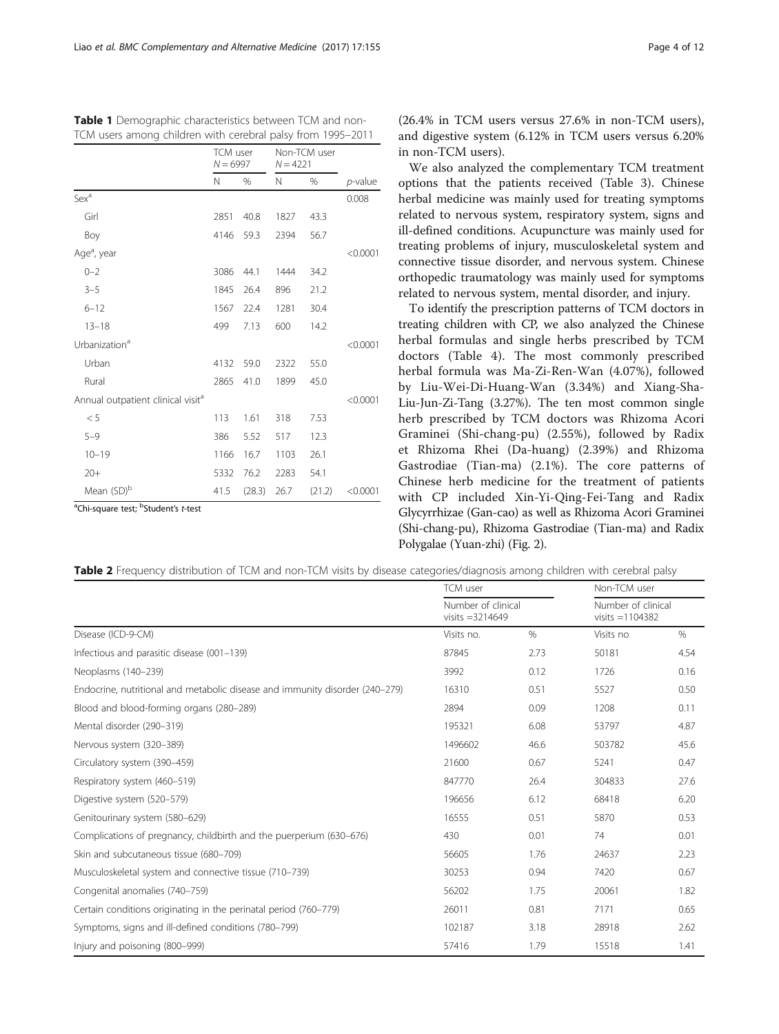**Table 1** Demographic characteristics between TCM and non-TCM users among children with cerebral palsy from 1995–2011

| | TCM user $N = 6997$ | | Non-TCM user $N = 4221$ | | |
|---|---|---|---|---|---|
| | N | % | N | % | *p*-value |
| Sex[a] | | | | | 0.008 |
| Girl | 2851 | 40.8 | 1827 | 43.3 | |
| Boy | 4146 | 59.3 | 2394 | 56.7 | |
| Age[a], year | | | | | <0.0001 |
| 0–2 | 3086 | 44.1 | 1444 | 34.2 | |
| 3–5 | 1845 | 26.4 | 896 | 21.2 | |
| 6–12 | 1567 | 22.4 | 1281 | 30.4 | |
| 13–18 | 499 | 7.13 | 600 | 14.2 | |
| Urbanization[a] | | | | | <0.0001 |
| Urban | 4132 | 59.0 | 2322 | 55.0 | |
| Rural | 2865 | 41.0 | 1899 | 45.0 | |
| Annual outpatient clinical visit[a] | | | | | <0.0001 |
| < 5 | 113 | 1.61 | 318 | 7.53 | |
| 5–9 | 386 | 5.52 | 517 | 12.3 | |
| 10–19 | 1166 | 16.7 | 1103 | 26.1 | |
| 20+ | 5332 | 76.2 | 2283 | 54.1 | |
| Mean (SD)[b] | 41.5 | (28.3) | 26.7 | (21.2) | <0.0001 |

[a]Chi-square test; [b]Student's *t*-test

(26.4% in TCM users versus 27.6% in non-TCM users), and digestive system (6.12% in TCM users versus 6.20% in non-TCM users).

We also analyzed the complementary TCM treatment options that the patients received (Table 3). Chinese herbal medicine was mainly used for treating symptoms related to nervous system, respiratory system, signs and ill-defined conditions. Acupuncture was mainly used for treating problems of injury, musculoskeletal system and connective tissue disorder, and nervous system. Chinese orthopedic traumatology was mainly used for symptoms related to nervous system, mental disorder, and injury.

To identify the prescription patterns of TCM doctors in treating children with CP, we also analyzed the Chinese herbal formulas and single herbs prescribed by TCM doctors (Table 4). The most commonly prescribed herbal formula was Ma-Zi-Ren-Wan (4.07%), followed by Liu-Wei-Di-Huang-Wan (3.34%) and Xiang-Sha-Liu-Jun-Zi-Tang (3.27%). The ten most common single herb prescribed by TCM doctors was Rhizoma Acori Graminei (Shi-chang-pu) (2.55%), followed by Radix et Rhizoma Rhei (Da-huang) (2.39%) and Rhizoma Gastrodiae (Tian-ma) (2.1%). The core patterns of Chinese herb medicine for the treatment of patients with CP included Xin-Yi-Qing-Fei-Tang and Radix Glycyrrhizae (Gan-cao) as well as Rhizoma Acori Graminei (Shi-chang-pu), Rhizoma Gastrodiae (Tian-ma) and Radix Polygalae (Yuan-zhi) (Fig. 2).

**Table 2** Frequency distribution of TCM and non-TCM visits by disease categories/diagnosis among children with cerebral palsy

| | TCM user | | Non-TCM user | |
|---|---|---|---|---|
| | Number of clinical visits =3214649 | | Number of clinical visits =1104382 | |
| Disease (ICD-9-CM) | Visits no. | % | Visits no | % |
| Infectious and parasitic disease (001–139) | 87845 | 2.73 | 50181 | 4.54 |
| Neoplasms (140–239) | 3992 | 0.12 | 1726 | 0.16 |
| Endocrine, nutritional and metabolic disease and immunity disorder (240–279) | 16310 | 0.51 | 5527 | 0.50 |
| Blood and blood-forming organs (280–289) | 2894 | 0.09 | 1208 | 0.11 |
| Mental disorder (290–319) | 195321 | 6.08 | 53797 | 4.87 |
| Nervous system (320–389) | 1496602 | 46.6 | 503782 | 45.6 |
| Circulatory system (390–459) | 21600 | 0.67 | 5241 | 0.47 |
| Respiratory system (460–519) | 847770 | 26.4 | 304833 | 27.6 |
| Digestive system (520–579) | 196656 | 6.12 | 68418 | 6.20 |
| Genitourinary system (580–629) | 16555 | 0.51 | 5870 | 0.53 |
| Complications of pregnancy, childbirth and the puerperium (630–676) | 430 | 0.01 | 74 | 0.01 |
| Skin and subcutaneous tissue (680–709) | 56605 | 1.76 | 24637 | 2.23 |
| Musculoskeletal system and connective tissue (710–739) | 30253 | 0.94 | 7420 | 0.67 |
| Congenital anomalies (740–759) | 56202 | 1.75 | 20061 | 1.82 |
| Certain conditions originating in the perinatal period (760–779) | 26011 | 0.81 | 7171 | 0.65 |
| Symptoms, signs and ill-defined conditions (780–799) | 102187 | 3.18 | 28918 | 2.62 |
| Injury and poisoning (800–999) | 57416 | 1.79 | 15518 | 1.41 |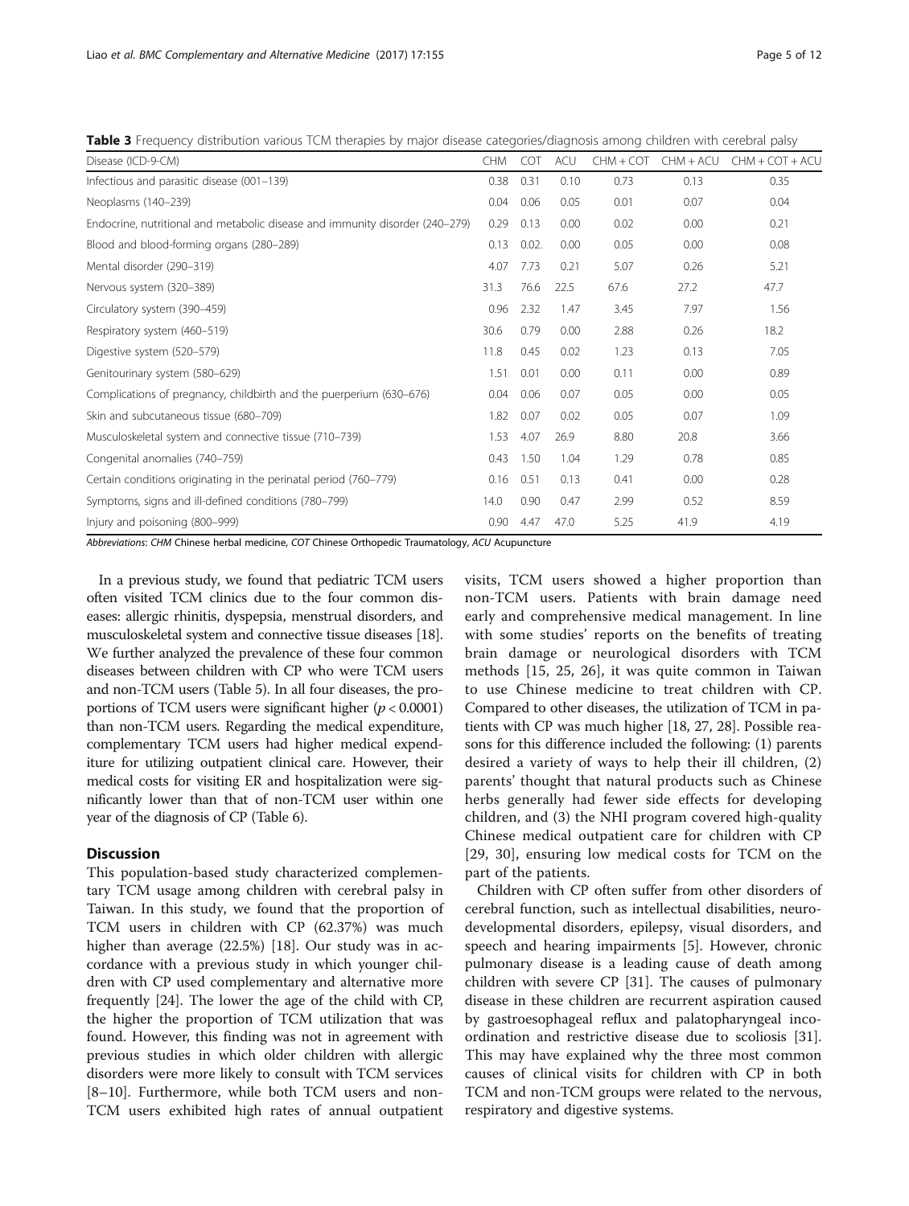**Table 3** Frequency distribution various TCM therapies by major disease categories/diagnosis among children with cerebral palsy

| Disease (ICD-9-CM) | CHM | COT | ACU | CHM + COT | CHM + ACU | CHM + COT + ACU |
|---|---|---|---|---|---|---|
| Infectious and parasitic disease (001–139) | 0.38 | 0.31 | 0.10 | 0.73 | 0.13 | 0.35 |
| Neoplasms (140–239) | 0.04 | 0.06 | 0.05 | 0.01 | 0.07 | 0.04 |
| Endocrine, nutritional and metabolic disease and immunity disorder (240–279) | 0.29 | 0.13 | 0.00 | 0.02 | 0.00 | 0.21 |
| Blood and blood-forming organs (280–289) | 0.13 | 0.02. | 0.00 | 0.05 | 0.00 | 0.08 |
| Mental disorder (290–319) | 4.07 | 7.73 | 0.21 | 5.07 | 0.26 | 5.21 |
| Nervous system (320–389) | 31.3 | 76.6 | 22.5 | 67.6 | 27.2 | 47.7 |
| Circulatory system (390–459) | 0.96 | 2.32 | 1.47 | 3.45 | 7.97 | 1.56 |
| Respiratory system (460–519) | 30.6 | 0.79 | 0.00 | 2.88 | 0.26 | 18.2 |
| Digestive system (520–579) | 11.8 | 0.45 | 0.02 | 1.23 | 0.13 | 7.05 |
| Genitourinary system (580–629) | 1.51 | 0.01 | 0.00 | 0.11 | 0.00 | 0.89 |
| Complications of pregnancy, childbirth and the puerperium (630–676) | 0.04 | 0.06 | 0.07 | 0.05 | 0.00 | 0.05 |
| Skin and subcutaneous tissue (680–709) | 1.82 | 0.07 | 0.02 | 0.05 | 0.07 | 1.09 |
| Musculoskeletal system and connective tissue (710–739) | 1.53 | 4.07 | 26.9 | 8.80 | 20.8 | 3.66 |
| Congenital anomalies (740–759) | 0.43 | 1.50 | 1.04 | 1.29 | 0.78 | 0.85 |
| Certain conditions originating in the perinatal period (760–779) | 0.16 | 0.51 | 0.13 | 0.41 | 0.00 | 0.28 |
| Symptoms, signs and ill-defined conditions (780–799) | 14.0 | 0.90 | 0.47 | 2.99 | 0.52 | 8.59 |
| Injury and poisoning (800–999) | 0.90 | 4.47 | 47.0 | 5.25 | 41.9 | 4.19 |

*Abbreviations*: *CHM* Chinese herbal medicine, *COT* Chinese Orthopedic Traumatology, *ACU* Acupuncture

In a previous study, we found that pediatric TCM users often visited TCM clinics due to the four common diseases: allergic rhinitis, dyspepsia, menstrual disorders, and musculoskeletal system and connective tissue diseases [18]. We further analyzed the prevalence of these four common diseases between children with CP who were TCM users and non-TCM users (Table 5). In all four diseases, the proportions of TCM users were significant higher ($p < 0.0001$) than non-TCM users. Regarding the medical expenditure, complementary TCM users had higher medical expenditure for utilizing outpatient clinical care. However, their medical costs for visiting ER and hospitalization were significantly lower than that of non-TCM user within one year of the diagnosis of CP (Table 6).

## Discussion

This population-based study characterized complementary TCM usage among children with cerebral palsy in Taiwan. In this study, we found that the proportion of TCM users in children with CP (62.37%) was much higher than average (22.5%) [18]. Our study was in accordance with a previous study in which younger children with CP used complementary and alternative more frequently [24]. The lower the age of the child with CP, the higher the proportion of TCM utilization that was found. However, this finding was not in agreement with previous studies in which older children with allergic disorders were more likely to consult with TCM services [8–10]. Furthermore, while both TCM users and non-TCM users exhibited high rates of annual outpatient visits, TCM users showed a higher proportion than non-TCM users. Patients with brain damage need early and comprehensive medical management. In line with some studies' reports on the benefits of treating brain damage or neurological disorders with TCM methods [15, 25, 26], it was quite common in Taiwan to use Chinese medicine to treat children with CP. Compared to other diseases, the utilization of TCM in patients with CP was much higher [18, 27, 28]. Possible reasons for this difference included the following: (1) parents desired a variety of ways to help their ill children, (2) parents' thought that natural products such as Chinese herbs generally had fewer side effects for developing children, and (3) the NHI program covered high-quality Chinese medical outpatient care for children with CP [29, 30], ensuring low medical costs for TCM on the part of the patients.

Children with CP often suffer from other disorders of cerebral function, such as intellectual disabilities, neurodevelopmental disorders, epilepsy, visual disorders, and speech and hearing impairments [5]. However, chronic pulmonary disease is a leading cause of death among children with severe CP [31]. The causes of pulmonary disease in these children are recurrent aspiration caused by gastroesophageal reflux and palatopharyngeal incoordination and restrictive disease due to scoliosis [31]. This may have explained why the three most common causes of clinical visits for children with CP in both TCM and non-TCM groups were related to the nervous, respiratory and digestive systems.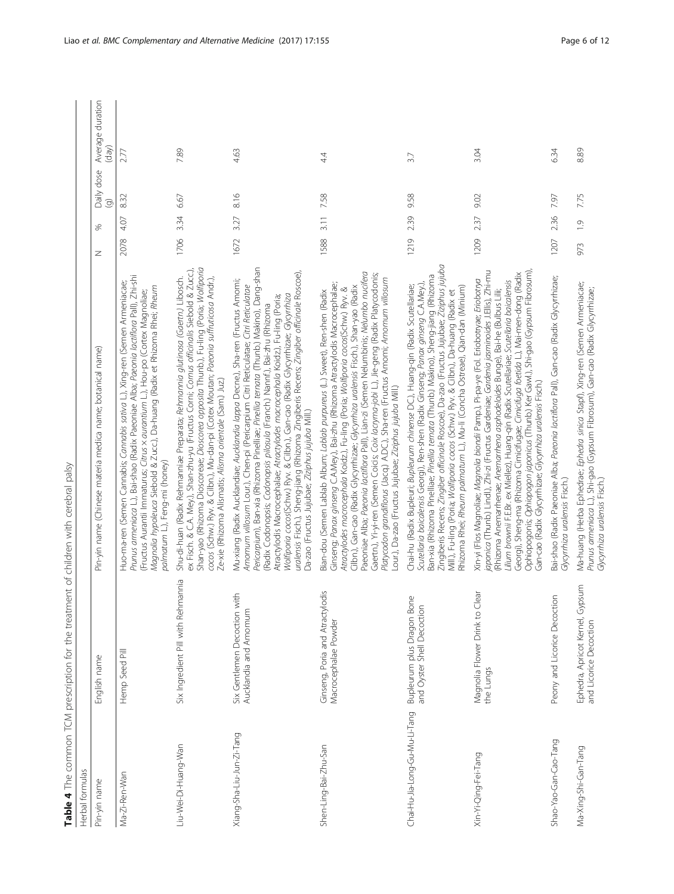**Table 4** The common TCM prescription for the treatment of children with cerebral palsy

| Herbal formulas | | | | | | |
|---|---|---|---|---|---|---|
| Pin-yin name | English name | Pin-yin name (Chinese materia medica name; botanical name) | N | % | Daily dose (g) | Average duration (day) |
| Ma-Zi-Ren-Wan | Hemp Seed Pill | Huo-ma-ren (Semen Cannabis; *Cannabis sativa* L.), Xing-ren (Semen Armeniacae; *Prunus armeniaca* L.), Bai-shao (Radix Paeoniae Alba; *Paeonia lactiflora* Pall.), Zhi-shi (Fructus Aurantii Immaturus; *Citrus × aurantium* L.), Hou-po (Cortex Magnoliae; *Magnolia hypoleuca* Siebold & Zucc.), Da-huang (Radix et Rhizoma Rhei; *Rheum palmatum* L.), Feng-mi (honey) | 2078 | 4.07 | 8.32 | 2.77 |
| Liu-Wei-Di-Huang-Wan | Six Ingredient Pill with Rehmannia | Shu-di-huan (Radix Rehmanniae Preparata; *Rehmannia glutinosa* (Gaertn.) Libosch. ex Fisch. & C.A. Mey.), Shan-zhu-yu (Fructus Corni; *Cornus officinalis* Siebold & Zucc.), Shan-yao (Rhizoma Dioscoreae; *Dioscorea opposita* Thunb.), Fu-ling (Poria; *Wolfiporia cocos* (Schw.) Ryv. & Gilbn.), Mu-dan-pi (Cotex Moutan; *Paeonia suffruticosa* Andr.), Ze-xie (Rhizoma Alismatis; *Alisma orientale* (Sam.) Juz.) | 1706 | 3.34 | 6.67 | 7.89 |
| Xiang-Sha-Liu-Jun-Zi-Tang | Six Gentlemen Decoction with Aucklandia and Amomum | Mu-xiang (Radix Aucklandiae; *Aucklandia lappa* Decne.), Sha-ren (Fructus Amomi; *Amomum villosum* Lour.), Chen-pi (Pericarpium Citri Reticulatae; *Citri Reticulatae Pericarpium*), Ban-xia (Rhizoma Pinelliae; *Pinellia ternata* (Thunb.) Makino), Dang-shan (Radix Codonopsis; *Codonopsis pilosula* (Franch.) Nannf.), Bai-zhu (Rhizoma Atractylodis Macrocephalae; *Atractylodes macrocephala* Koidz.), Fu-ling (Poria; *Wolfiporia cocos*(Schw.) Ryv. & Gilbn.), Gan-cao (Radix Glycyrrhizae; *Glycyrrhiza uralensis* Fisch.), Sheng-jiang (Rhizoma Zingiberis Recens; *Zingiber officinale* Roscoe), Da-zao (Fructus Jujubae; *Ziziphus jujuba* Mill.) | 1672 | 3.27 | 8.16 | 4.63 |
| Shen-Ling-Bai-Zhu-San | Ginseng, Poria and Atractylodis Macrocephalae Powder | Bian-dou (Semen Lablab Album; *Lablab purpureus* (L.) Sweet), Ren-shen (Radix Ginseng; *Panax ginseng* C.A.Mey.), Bai-zhu (Rhizoma Atractylodis Macrocephalae; *Atractylodes macrocephala* Koidz.), Fu-ling (Poria; *Wolfiporia cocos*(Schw.) Ryv. & Gilbn.), Gan-cao (Radix Glycyrrhizae; *Glycyrrhiza uralensis* Fisch.), Shan-yao (Radix Paeoniae Alba; *Paeonia lactiflora* Pall.), Lian-zi (Semen Nelumbinis; *Nelumbo nucifera* Gaertn.), Yi-yi-ren (Semen Coicis; *Coix lacryma-jobi* L.), Jie-geng (Radix Platycodonis; *Platycodon grandiflorus* (Jacq.) A.DC.), Sha-ren (Fructus Amomi; *Amomum villosum* Lour.), Da-zao (Fructus Jujubae; *Ziziphus jujuba* Mill.) | 1588 | 3.11 | 7.58 | 4.4 |
| Chai-Hu-Jia-Long-Gu-Mu-Li-Tang | Bupleurum plus Dragon Bone and Oyster Shell Decoction | Chai-hu (Radix Bupleuri; *Bupleurum chinense* DC.), Huang-qin (Radix Scutellariae; *Scutellaria baicalensis* Georgi), Ren-shen (Radix Ginseng; *Panax ginseng* C.A.Mey.), Ban-xia (Rhizoma Pinelliae; *Pinellia ternata* (Thunb.) Makino), Sheng-jiang (Rhizoma Zingiberis Recens; *Zingiber officinale* Roscoe), Da-zao (Fructus Jujubae; *Ziziphus jujuba* Mill.), Fu-ling (Poria; *Wolfiporia cocos* (Schw.) Ryv. & Gilbn.), Da-huang (Radix et Rhizoma Rhei; *Rheum palmatum* L.), Mu-li (Concha Ostreae), Qian-dan (Minium) | 1219 | 2.39 | 9.58 | 3.7 |
| Xin-Yi-Qing-Fei-Tang | Magnolia Flower Drink to Clear the Lungs | Xin-yi (Flos Magnoliae; *Magnolia biondii* Pamp.), Pi-pa-ye (Fol. Eriobotryae; *Eriobotrya japonica* (Thunb.) Lindl.), Zhi-zi (Fructus Gardeniae; *Gardenia jasminoides* J.Ellis), Zhi-mu (Rhizoma Anemarrhenae; *Anemarrhena asphodeloides* Bunge), Bai-he (Bulbus Lilii; *Lilium brownii* F.E.Br. ex Miellez), Huang-qin (Radix Scutellariae; *Scutellaria baicalensis* Georgi), Sheng-ma (Rhizoma Cimicifugae; *Cimicifuga foetida* L.), Mai-men-dong (Radix Ophiopogonis; *Ophiopogon japonicus* (Thunb.) Ker Gawl.), Shi-gao (Gypsum Fibrosum), Gan-cao (Radix Glycyrrhizae; *Glycyrrhiza uralensis* Fisch.) | 1209 | 2.37 | 9.02 | 3.04 |
| Shao-Yao-Gan-Cao-Tang | Peony and Licorice Decoction | Bai-shao (Radix Paeoniae Alba; *Paeonia lactiflora* Pall.), Gan-cao (Radix Glycyrrhizae; *Glycyrrhiza uralensis* Fisch.) | 1207 | 2.36 | 7.97 | 6.34 |
| Ma-Xing-Shi-Gan-Tang | Ephedra, Apricot Kernel, Gypsum and Licorice Decoction | Ma-huang (Herba Ephedrae; *Ephedra sinica* Stapf), Xing-ren (Semen Armeniacae; *Prunus armeniaca* L.), Shi-gao (Gypsum Fibrosum), Gan-cao (Radix Glycyrrhizae; *Glycyrrhiza uralensis* Fisch.) | 973 | 1.9 | 7.75 | 8.89 |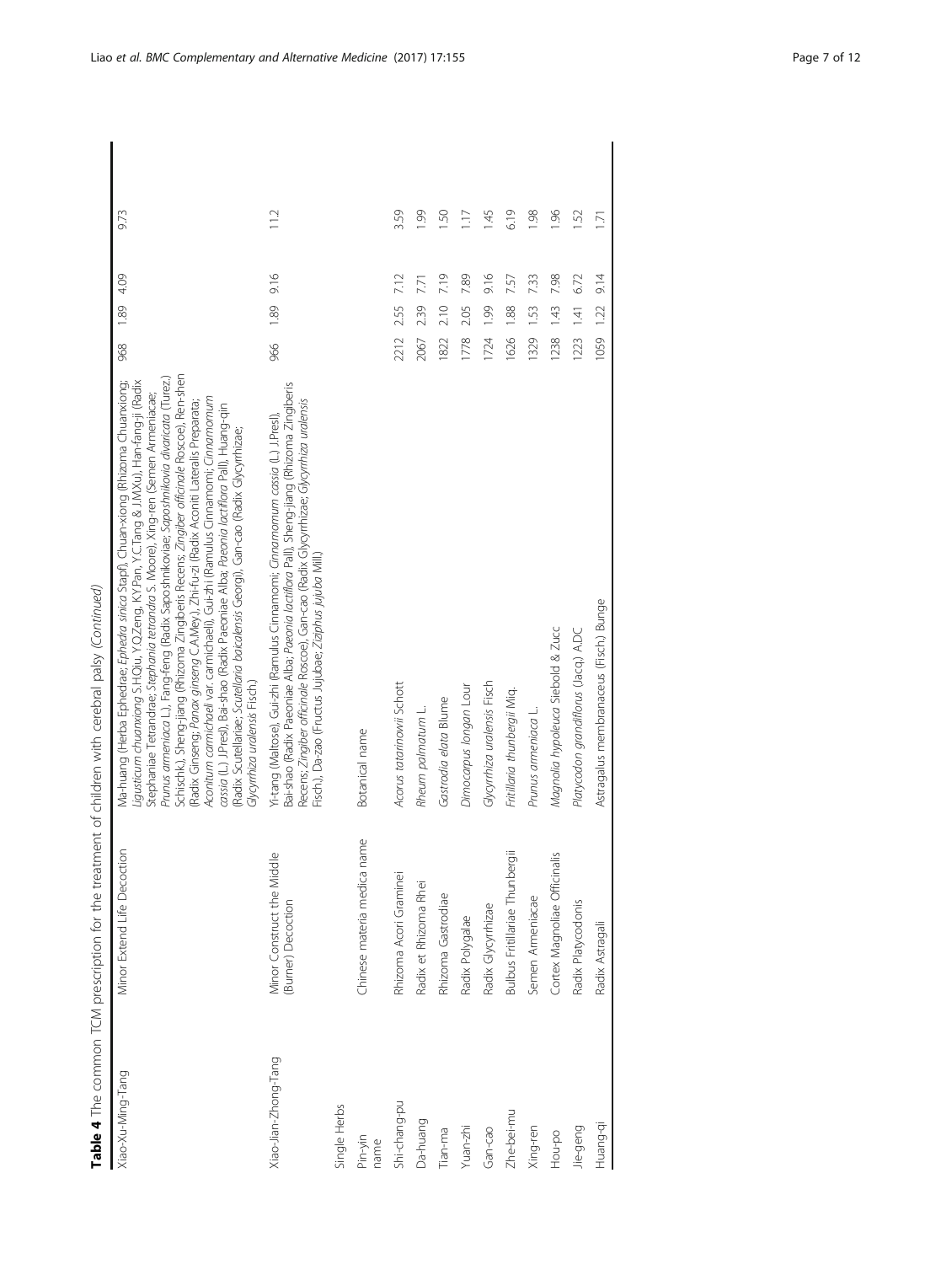**Table 4** The common TCM prescription for the treatment of children with cerebral palsy *(Continued)*

| | | | | | | | |
|---|---|---|---|---|---|---|---|
| Xiao-Xu-Ming-Tang | Minor Extend Life Decoction | Ma-huang (Herba Ephedrae; *Ephedra sinica* Stapf), Chuan-xiong (Rhizoma Chuanxiong; *Ligusticum chuanxiong* S.H.Qiu, Y.Q.Zeng, K.Y.Pan, Y.C.Tang & J.M.Xu), Han-fang-ji (Radix Stephaniae Tetrandrae; *Stephania tetrandra* S. Moore), Xing-ren (Semen Armeniacae; *Prunus armeniaca* L.), Fang-feng (Radix Saposhnikoviae; *Saposhnikovia divaricata* (Turez.) Schischk.), Sheng-jiang (Rhizoma Zingiberis Recens; *Zingiber officinale* Roscoe), Ren-shen (Radix Ginseng; *Panax ginseng* C.A.Mey.), Zhi-fu-zi (Radix Aconiti Lateralis Preparata; *Aconitum carmichaelii* var. carmichaeli), Gui-zhi (Ramulus Cinnamomi; *Cinnamomum cassia* (L.) J.Presl), Bai-shao (Radix Paeoniae Alba; *Paeonia lactiflora* Pall.), Huang-qin (Radix Scutellariae; *Scutellaria baicalensis* Georgi), Gan-cao (Radix Glycyrrhizae; *Glycyrrhiza uralensis* Fisch.) | 968 | 1.89 | 4.09 | 9.73 |
| Xiao-Jian-Zhong-Tang | Minor Construct the Middle (Burner) Decoction | Yi-tang (Maltose), Gui-zhi (Ramulus Cinnamomi; *Cinnamomum cassia* (L.) J.Presl), Bai-shao (Radix Paeoniae Alba; *Paeonia lactiflora* Pall), Sheng-jiang (Rhizoma Zingiberis Recens; *Zingiber officinale* Roscoe), Gan-cao (Radix Glycyrrhizae; *Glycyrrhiza uralensis* Fisch.), Da-zao (Fructus Jujubae; *Ziziphus jujuba* Mill.) | 966 | 1.89 | 9.16 | 11.2 |
| Single Herbs | | | | | | | |
| Pin-yin name | Chinese materia medica name | Botanical name | | | | | |
| Shi-chang-pu | Rhizoma Acori Graminei | *Acorus tatarinowii* Schott | 2212 | 2.55 | 7.12 | 3.59 |
| Da-huang | Radix et Rhizoma Rhei | *Rheum palmatum* L. | 2067 | 2.39 | 7.71 | 1.99 |
| Tian-ma | Rhizoma Gastrodiae | *Gastrodia elata* Blume | 1822 | 2.10 | 7.19 | 1.50 |
| Yuan-zhi | Radix Polygalae | *Dimocarpus longan* Lour | 1778 | 2.05 | 7.89 | 1.17 |
| Gan-cao | Radix Glycyrrhizae | *Glycyrrhiza uralensis* Fisch | 1724 | 1.99 | 9.16 | 1.45 |
| Zhe-bei-mu | Bulbus Fritillariae Thunbergii | *Fritillaria thunbergii* Miq. | 1626 | 1.88 | 7.57 | 6.19 |
| Xing-ren | Semen Armeniacae | *Prunus armeniaca* L. | 1329 | 1.53 | 7.33 | 1.98 |
| Hou-po | Cortex Magnoliae Officinalis | *Magnolia hypoleuca* Siebold & Zucc | 1238 | 1.43 | 7.98 | 1.96 |
| Jie-geng | Radix Platycodonis | *Platycodon grandiflorus* (Jacq.) A.DC | 1223 | 1.41 | 6.72 | 1.52 |
| Huang-qi | Radix Astragali | Astragalus membranaceus (Fisch.) Bunge | 1059 | 1.22 | 9.14 | 1.71 |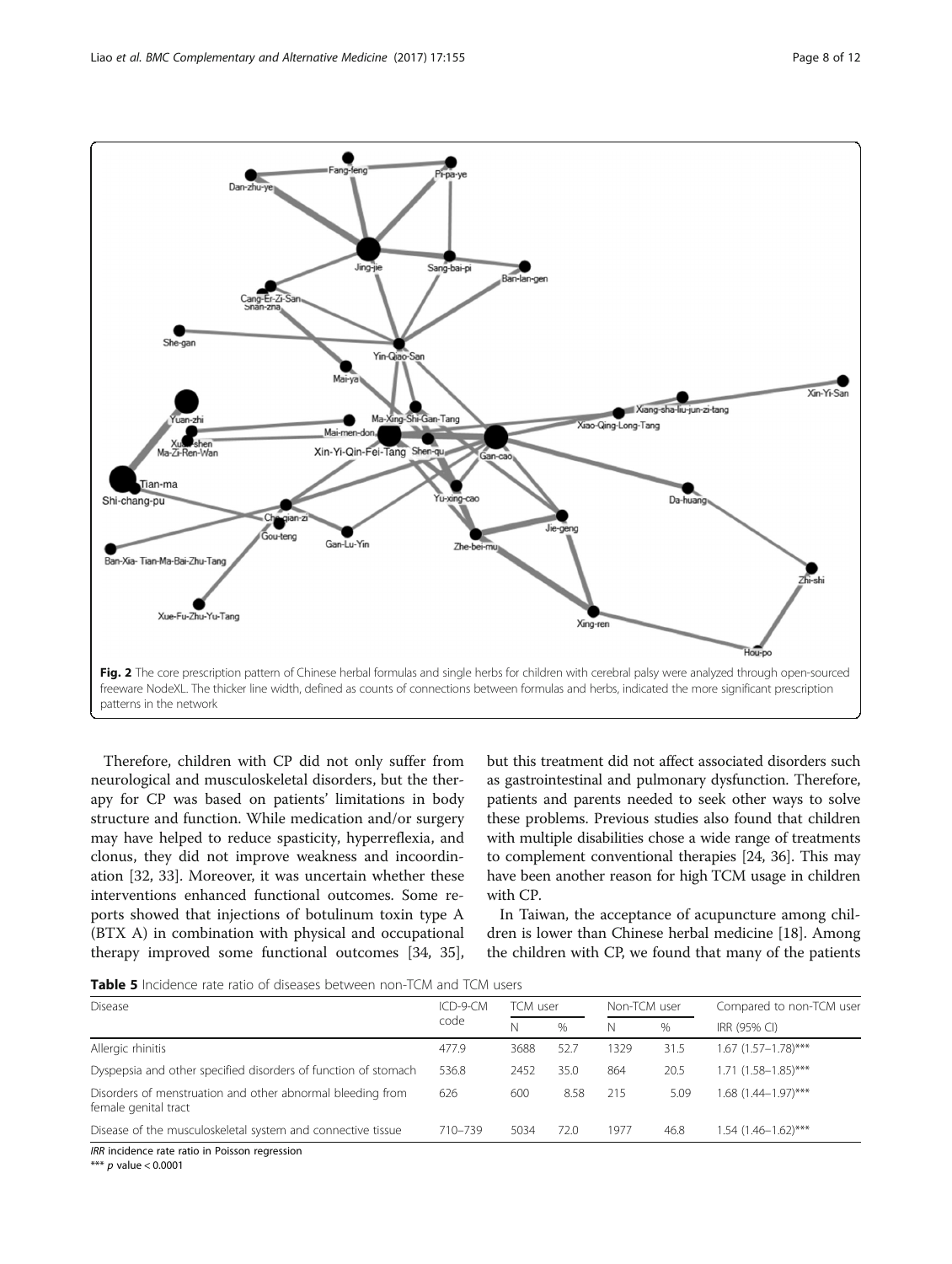Fig. 2 The core prescription pattern of Chinese herbal formulas and single herbs for children with cerebral palsy were analyzed through open-sourced freeware NodeXL. The thicker line width, defined as counts of connections between formulas and herbs, indicated the more significant prescription patterns in the network

Therefore, children with CP did not only suffer from neurological and musculoskeletal disorders, but the therapy for CP was based on patients' limitations in body structure and function. While medication and/or surgery may have helped to reduce spasticity, hyperreflexia, and clonus, they did not improve weakness and incoordination [32, 33]. Moreover, it was uncertain whether these interventions enhanced functional outcomes. Some reports showed that injections of botulinum toxin type A (BTX A) in combination with physical and occupational therapy improved some functional outcomes [34, 35], but this treatment did not affect associated disorders such as gastrointestinal and pulmonary dysfunction. Therefore, patients and parents needed to seek other ways to solve these problems. Previous studies also found that children with multiple disabilities chose a wide range of treatments to complement conventional therapies [24, 36]. This may have been another reason for high TCM usage in children with CP.

In Taiwan, the acceptance of acupuncture among children is lower than Chinese herbal medicine [18]. Among the children with CP, we found that many of the patients

**Table 5** Incidence rate ratio of diseases between non-TCM and TCM users

| Disease | ICD-9-CM code | TCM user | | Non-TCM user | | Compared to non-TCM user |
|---|---|---|---|---|---|---|
| | | N | % | N | % | IRR (95% CI) |
| Allergic rhinitis | 477.9 | 3688 | 52.7 | 1329 | 31.5 | 1.67 (1.57–1.78)*** |
| Dyspepsia and other specified disorders of function of stomach | 536.8 | 2452 | 35.0 | 864 | 20.5 | 1.71 (1.58–1.85)*** |
| Disorders of menstruation and other abnormal bleeding from female genital tract | 626 | 600 | 8.58 | 215 | 5.09 | 1.68 (1.44–1.97)*** |
| Disease of the musculoskeletal system and connective tissue | 710–739 | 5034 | 72.0 | 1977 | 46.8 | 1.54 (1.46–1.62)*** |

*IRR* incidence rate ratio in Poisson regression

*** $p$ value < 0.0001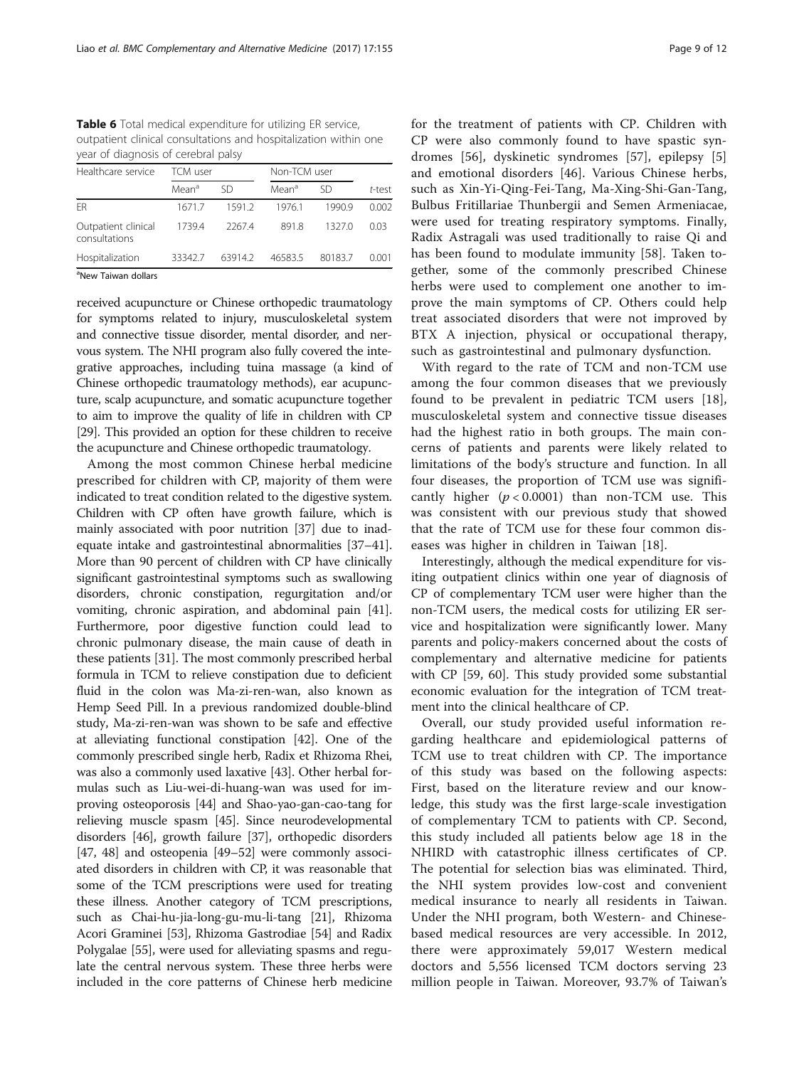**Table 6** Total medical expenditure for utilizing ER service, outpatient clinical consultations and hospitalization within one year of diagnosis of cerebral palsy

| Healthcare service | TCM user | | Non-TCM user | | |
|---|---|---|---|---|---|
| | Mean[a] | SD | Mean[a] | SD | *t*-test |
| ER | 1671.7 | 1591.2 | 1976.1 | 1990.9 | 0.002 |
| Outpatient clinical consultations | 1739.4 | 2267.4 | 891.8 | 1327.0 | 0.03 |
| Hospitalization | 33342.7 | 63914.2 | 46583.5 | 80183.7 | 0.001 |

[a]New Taiwan dollars

received acupuncture or Chinese orthopedic traumatology for symptoms related to injury, musculoskeletal system and connective tissue disorder, mental disorder, and nervous system. The NHI program also fully covered the integrative approaches, including tuina massage (a kind of Chinese orthopedic traumatology methods), ear acupuncture, scalp acupuncture, and somatic acupuncture together to aim to improve the quality of life in children with CP [29]. This provided an option for these children to receive the acupuncture and Chinese orthopedic traumatology.

Among the most common Chinese herbal medicine prescribed for children with CP, majority of them were indicated to treat condition related to the digestive system. Children with CP often have growth failure, which is mainly associated with poor nutrition [37] due to inadequate intake and gastrointestinal abnormalities [37–41]. More than 90 percent of children with CP have clinically significant gastrointestinal symptoms such as swallowing disorders, chronic constipation, regurgitation and/or vomiting, chronic aspiration, and abdominal pain [41]. Furthermore, poor digestive function could lead to chronic pulmonary disease, the main cause of death in these patients [31]. The most commonly prescribed herbal formula in TCM to relieve constipation due to deficient fluid in the colon was Ma-zi-ren-wan, also known as Hemp Seed Pill. In a previous randomized double-blind study, Ma-zi-ren-wan was shown to be safe and effective at alleviating functional constipation [42]. One of the commonly prescribed single herb, Radix et Rhizoma Rhei, was also a commonly used laxative [43]. Other herbal formulas such as Liu-wei-di-huang-wan was used for improving osteoporosis [44] and Shao-yao-gan-cao-tang for relieving muscle spasm [45]. Since neurodevelopmental disorders [46], growth failure [37], orthopedic disorders [47, 48] and osteopenia [49–52] were commonly associated disorders in children with CP, it was reasonable that some of the TCM prescriptions were used for treating these illness. Another category of TCM prescriptions, such as Chai-hu-jia-long-gu-mu-li-tang [21], Rhizoma Acori Graminei [53], Rhizoma Gastrodiae [54] and Radix Polygalae [55], were used for alleviating spasms and regulate the central nervous system. These three herbs were included in the core patterns of Chinese herb medicine for the treatment of patients with CP. Children with CP were also commonly found to have spastic syndromes [56], dyskinetic syndromes [57], epilepsy [5] and emotional disorders [46]. Various Chinese herbs, such as Xin-Yi-Qing-Fei-Tang, Ma-Xing-Shi-Gan-Tang, Bulbus Fritillariae Thunbergii and Semen Armeniacae, were used for treating respiratory symptoms. Finally, Radix Astragali was used traditionally to raise Qi and has been found to modulate immunity [58]. Taken together, some of the commonly prescribed Chinese herbs were used to complement one another to improve the main symptoms of CP. Others could help treat associated disorders that were not improved by BTX A injection, physical or occupational therapy, such as gastrointestinal and pulmonary dysfunction.

With regard to the rate of TCM and non-TCM use among the four common diseases that we previously found to be prevalent in pediatric TCM users [18], musculoskeletal system and connective tissue diseases had the highest ratio in both groups. The main concerns of patients and parents were likely related to limitations of the body's structure and function. In all four diseases, the proportion of TCM use was significantly higher ($p < 0.0001$) than non-TCM use. This was consistent with our previous study that showed that the rate of TCM use for these four common diseases was higher in children in Taiwan [18].

Interestingly, although the medical expenditure for visiting outpatient clinics within one year of diagnosis of CP of complementary TCM user were higher than the non-TCM users, the medical costs for utilizing ER service and hospitalization were significantly lower. Many parents and policy-makers concerned about the costs of complementary and alternative medicine for patients with CP [59, 60]. This study provided some substantial economic evaluation for the integration of TCM treatment into the clinical healthcare of CP.

Overall, our study provided useful information regarding healthcare and epidemiological patterns of TCM use to treat children with CP. The importance of this study was based on the following aspects: First, based on the literature review and our knowledge, this study was the first large-scale investigation of complementary TCM to patients with CP. Second, this study included all patients below age 18 in the NHIRD with catastrophic illness certificates of CP. The potential for selection bias was eliminated. Third, the NHI system provides low-cost and convenient medical insurance to nearly all residents in Taiwan. Under the NHI program, both Western- and Chinese-based medical resources are very accessible. In 2012, there were approximately 59,017 Western medical doctors and 5,556 licensed TCM doctors serving 23 million people in Taiwan. Moreover, 93.7% of Taiwan's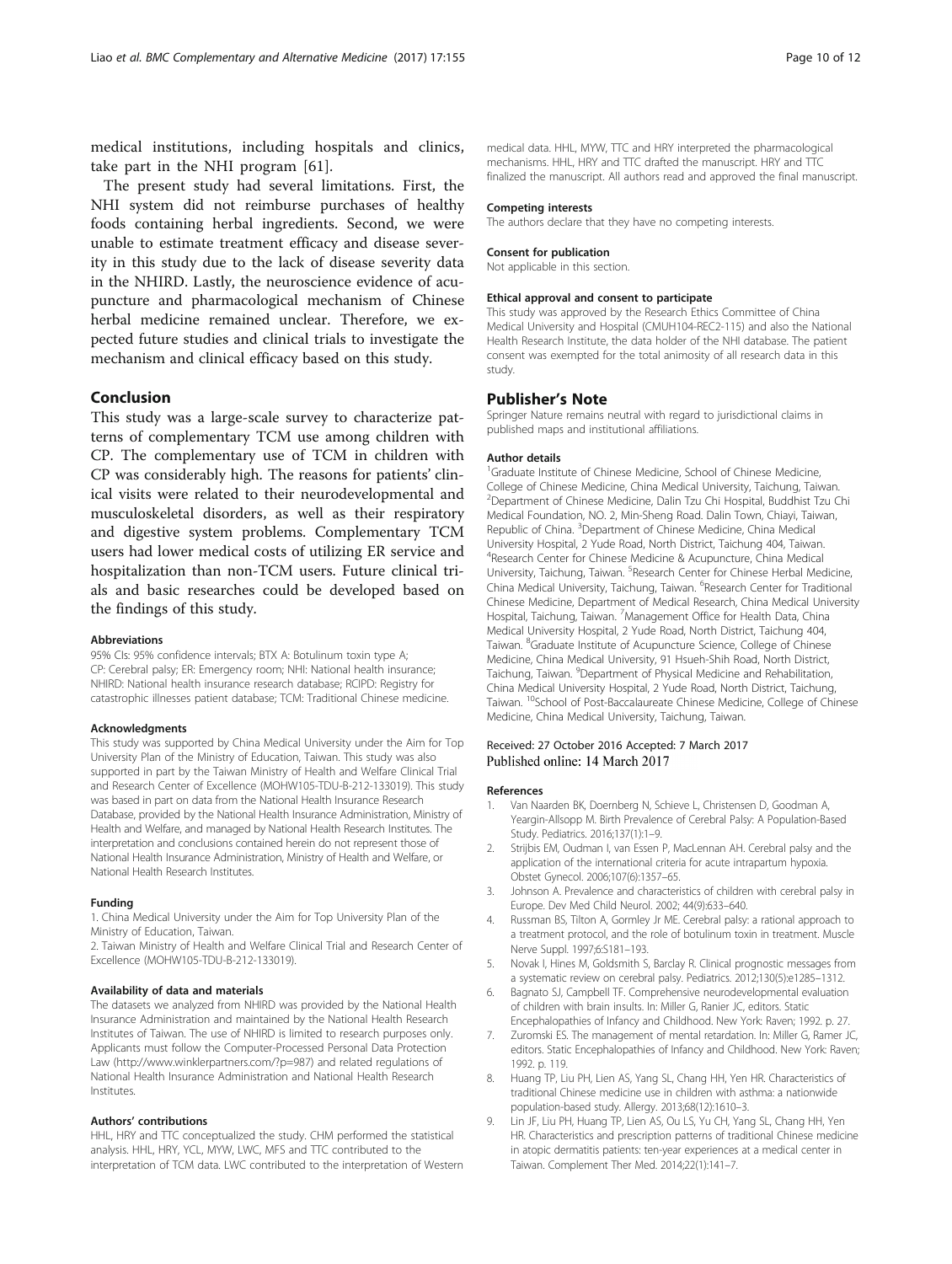medical institutions, including hospitals and clinics, take part in the NHI program [61].

The present study had several limitations. First, the NHI system did not reimburse purchases of healthy foods containing herbal ingredients. Second, we were unable to estimate treatment efficacy and disease severity in this study due to the lack of disease severity data in the NHIRD. Lastly, the neuroscience evidence of acupuncture and pharmacological mechanism of Chinese herbal medicine remained unclear. Therefore, we expected future studies and clinical trials to investigate the mechanism and clinical efficacy based on this study.

## Conclusion

This study was a large-scale survey to characterize patterns of complementary TCM use among children with CP. The complementary use of TCM in children with CP was considerably high. The reasons for patients' clinical visits were related to their neurodevelopmental and musculoskeletal disorders, as well as their respiratory and digestive system problems. Complementary TCM users had lower medical costs of utilizing ER service and hospitalization than non-TCM users. Future clinical trials and basic researches could be developed based on the findings of this study.

### Abbreviations

95% CIs: 95% confidence intervals; BTX A: Botulinum toxin type A; CP: Cerebral palsy; ER: Emergency room; NHI: National health insurance; NHIRD: National health insurance research database; RCIPD: Registry for catastrophic illnesses patient database; TCM: Traditional Chinese medicine.

### Acknowledgments

This study was supported by China Medical University under the Aim for Top University Plan of the Ministry of Education, Taiwan. This study was also supported in part by the Taiwan Ministry of Health and Welfare Clinical Trial and Research Center of Excellence (MOHW105-TDU-B-212-133019). This study was based in part on data from the National Health Insurance Research Database, provided by the National Health Insurance Administration, Ministry of Health and Welfare, and managed by National Health Research Institutes. The interpretation and conclusions contained herein do not represent those of National Health Insurance Administration, Ministry of Health and Welfare, or National Health Research Institutes.

### Funding

1. China Medical University under the Aim for Top University Plan of the Ministry of Education, Taiwan.
2. Taiwan Ministry of Health and Welfare Clinical Trial and Research Center of Excellence (MOHW105-TDU-B-212-133019).

### Availability of data and materials

The datasets we analyzed from NHIRD was provided by the National Health Insurance Administration and maintained by the National Health Research Institutes of Taiwan. The use of NHIRD is limited to research purposes only. Applicants must follow the Computer-Processed Personal Data Protection Law (http://www.winklerpartners.com/?p=987) and related regulations of National Health Insurance Administration and National Health Research Institutes.

### Authors' contributions

HHL, HRY and TTC conceptualized the study. CHM performed the statistical analysis. HHL, HRY, YCL, MYW, LWC, MFS and TTC contributed to the interpretation of TCM data. LWC contributed to the interpretation of Western medical data. HHL, MYW, TTC and HRY interpreted the pharmacological mechanisms. HHL, HRY and TTC drafted the manuscript. HRY and TTC finalized the manuscript. All authors read and approved the final manuscript.

### Competing interests

The authors declare that they have no competing interests.

### Consent for publication

Not applicable in this section.

### Ethical approval and consent to participate

This study was approved by the Research Ethics Committee of China Medical University and Hospital (CMUH104-REC2-115) and also the National Health Research Institute, the data holder of the NHI database. The patient consent was exempted for the total animosity of all research data in this study.

## Publisher's Note

Springer Nature remains neutral with regard to jurisdictional claims in published maps and institutional affiliations.

### Author details

[1]Graduate Institute of Chinese Medicine, School of Chinese Medicine, College of Chinese Medicine, China Medical University, Taichung, Taiwan. [2]Department of Chinese Medicine, Dalin Tzu Chi Hospital, Buddhist Tzu Chi Medical Foundation, NO. 2, Min-Sheng Road. Dalin Town, Chiayi, Taiwan, Republic of China. [3]Department of Chinese Medicine, China Medical University Hospital, 2 Yude Road, North District, Taichung 404, Taiwan. [4]Research Center for Chinese Medicine & Acupuncture, China Medical University, Taichung, Taiwan. [5]Research Center for Chinese Herbal Medicine, China Medical University, Taichung, Taiwan. [6]Research Center for Traditional Chinese Medicine, Department of Medical Research, China Medical University Hospital, Taichung, Taiwan. [7]Management Office for Health Data, China Medical University Hospital, 2 Yude Road, North District, Taichung 404, Taiwan. [8]Graduate Institute of Acupuncture Science, College of Chinese Medicine, China Medical University, 91 Hsueh-Shih Road, North District, Taichung, Taiwan. [9]Department of Physical Medicine and Rehabilitation, China Medical University Hospital, 2 Yude Road, North District, Taichung, Taiwan. [10]School of Post-Baccalaureate Chinese Medicine, College of Chinese Medicine, China Medical University, Taichung, Taiwan.

Received: 27 October 2016 Accepted: 7 March 2017
Published online: 14 March 2017

### References

1. Van Naarden BK, Doernberg N, Schieve L, Christensen D, Goodman A, Yeargin-Allsopp M. Birth Prevalence of Cerebral Palsy: A Population-Based Study. Pediatrics. 2016;137(1):1–9.
2. Strijbis EM, Oudman I, van Essen P, MacLennan AH. Cerebral palsy and the application of the international criteria for acute intrapartum hypoxia. Obstet Gynecol. 2006;107(6):1357–65.
3. Johnson A. Prevalence and characteristics of children with cerebral palsy in Europe. Dev Med Child Neurol. 2002; 44(9):633–640.
4. Russman BS, Tilton A, Gormley Jr ME. Cerebral palsy: a rational approach to a treatment protocol, and the role of botulinum toxin in treatment. Muscle Nerve Suppl. 1997;6:S181–193.
5. Novak I, Hines M, Goldsmith S, Barclay R. Clinical prognostic messages from a systematic review on cerebral palsy. Pediatrics. 2012;130(5):e1285–1312.
6. Bagnato SJ, Campbell TF. Comprehensive neurodevelopmental evaluation of children with brain insults. In: Miller G, Ranier JC, editors. Static Encephalopathies of Infancy and Childhood. New York: Raven; 1992. p. 27.
7. Zuromski ES. The management of mental retardation. In: Miller G, Ramer JC, editors. Static Encephalopathies of Infancy and Childhood. New York: Raven; 1992. p. 119.
8. Huang TP, Liu PH, Lien AS, Yang SL, Chang HH, Yen HR. Characteristics of traditional Chinese medicine use in children with asthma: a nationwide population-based study. Allergy. 2013;68(12):1610–3.
9. Lin JF, Liu PH, Huang TP, Lien AS, Ou LS, Yu CH, Yang SL, Chang HH, Yen HR. Characteristics and prescription patterns of traditional Chinese medicine in atopic dermatitis patients: ten-year experiences at a medical center in Taiwan. Complement Ther Med. 2014;22(1):141–7.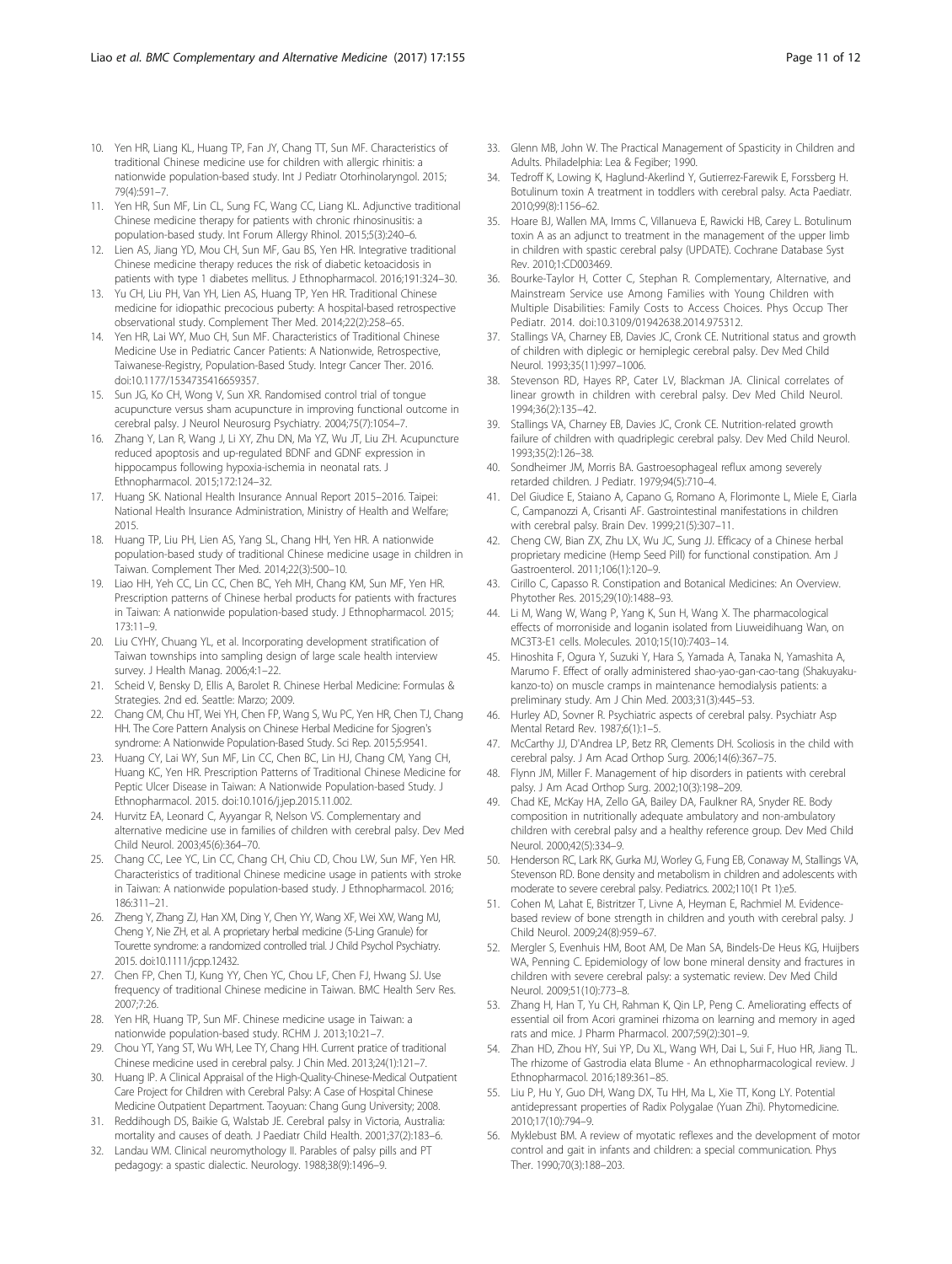10. Yen HR, Liang KL, Huang TP, Fan JY, Chang TT, Sun MF. Characteristics of traditional Chinese medicine use for children with allergic rhinitis: a nationwide population-based study. Int J Pediatr Otorhinolaryngol. 2015; 79(4):591–7.
11. Yen HR, Sun MF, Lin CL, Sung FC, Wang CC, Liang KL. Adjunctive traditional Chinese medicine therapy for patients with chronic rhinosinusitis: a population-based study. Int Forum Allergy Rhinol. 2015;5(3):240–6.
12. Lien AS, Jiang YD, Mou CH, Sun MF, Gau BS, Yen HR. Integrative traditional Chinese medicine therapy reduces the risk of diabetic ketoacidosis in patients with type 1 diabetes mellitus. J Ethnopharmacol. 2016;191:324–30.
13. Yu CH, Liu PH, Van YH, Lien AS, Huang TP, Yen HR. Traditional Chinese medicine for idiopathic precocious puberty: A hospital-based retrospective observational study. Complement Ther Med. 2014;22(2):258–65.
14. Yen HR, Lai WY, Muo CH, Sun MF. Characteristics of Traditional Chinese Medicine Use in Pediatric Cancer Patients: A Nationwide, Retrospective, Taiwanese-Registry, Population-Based Study. Integr Cancer Ther. 2016. doi:10.1177/1534735416659357.
15. Sun JG, Ko CH, Wong V, Sun XR. Randomised control trial of tongue acupuncture versus sham acupuncture in improving functional outcome in cerebral palsy. J Neurol Neurosurg Psychiatry. 2004;75(7):1054–7.
16. Zhang Y, Lan R, Wang J, Li XY, Zhu DN, Ma YZ, Wu JT, Liu ZH. Acupuncture reduced apoptosis and up-regulated BDNF and GDNF expression in hippocampus following hypoxia-ischemia in neonatal rats. J Ethnopharmacol. 2015;172:124–32.
17. Huang SK. National Health Insurance Annual Report 2015–2016. Taipei: National Health Insurance Administration, Ministry of Health and Welfare; 2015.
18. Huang TP, Liu PH, Lien AS, Yang SL, Chang HH, Yen HR. A nationwide population-based study of traditional Chinese medicine usage in children in Taiwan. Complement Ther Med. 2014;22(3):500–10.
19. Liao HH, Yeh CC, Lin CC, Chen BC, Yeh MH, Chang KM, Sun MF, Yen HR. Prescription patterns of Chinese herbal products for patients with fractures in Taiwan: A nationwide population-based study. J Ethnopharmacol. 2015; 173:11–9.
20. Liu CYHY, Chuang YL, et al. Incorporating development stratification of Taiwan townships into sampling design of large scale health interview survey. J Health Manag. 2006;4:1–22.
21. Scheid V, Bensky D, Ellis A, Barolet R. Chinese Herbal Medicine: Formulas & Strategies. 2nd ed. Seattle: Marzo; 2009.
22. Chang CM, Chu HT, Wei YH, Chen FP, Wang S, Wu PC, Yen HR, Chen TJ, Chang HH. The Core Pattern Analysis on Chinese Herbal Medicine for Sjogren's syndrome: A Nationwide Population-Based Study. Sci Rep. 2015;5:9541.
23. Huang CY, Lai WY, Sun MF, Lin CC, Chen BC, Lin HJ, Chang CM, Yang CH, Huang KC, Yen HR. Prescription Patterns of Traditional Chinese Medicine for Peptic Ulcer Disease in Taiwan: A Nationwide Population-based Study. J Ethnopharmacol. 2015. doi:10.1016/j.jep.2015.11.002.
24. Hurvitz EA, Leonard C, Ayyangar R, Nelson VS. Complementary and alternative medicine use in families of children with cerebral palsy. Dev Med Child Neurol. 2003;45(6):364–70.
25. Chang CC, Lee YC, Lin CC, Chang CH, Chiu CD, Chou LW, Sun MF, Yen HR. Characteristics of traditional Chinese medicine usage in patients with stroke in Taiwan: A nationwide population-based study. J Ethnopharmacol. 2016; 186:311–21.
26. Zheng Y, Zhang ZJ, Han XM, Ding Y, Chen YY, Wang XF, Wei XW, Wang MJ, Cheng Y, Nie ZH, et al. A proprietary herbal medicine (5-Ling Granule) for Tourette syndrome: a randomized controlled trial. J Child Psychol Psychiatry. 2015. doi:10.1111/jcpp.12432.
27. Chen FP, Chen TJ, Kung YY, Chen YC, Chou LF, Chen FJ, Hwang SJ. Use frequency of traditional Chinese medicine in Taiwan. BMC Health Serv Res. 2007;7:26.
28. Yen HR, Huang TP, Sun MF. Chinese medicine usage in Taiwan: a nationwide population-based study. RCHM J. 2013;10:21–7.
29. Chou YT, Yang ST, Wu WH, Lee TY, Chang HH. Current pratice of traditional Chinese medicine used in cerebral palsy. J Chin Med. 2013;24(1):121–7.
30. Huang IP. A Clinical Appraisal of the High-Quality-Chinese-Medical Outpatient Care Project for Children with Cerebral Palsy: A Case of Hospital Chinese Medicine Outpatient Department. Taoyuan: Chang Gung University; 2008.
31. Reddihough DS, Baikie G, Walstab JE. Cerebral palsy in Victoria, Australia: mortality and causes of death. J Paediatr Child Health. 2001;37(2):183–6.
32. Landau WM. Clinical neuromythology II. Parables of palsy pills and PT pedagogy: a spastic dialectic. Neurology. 1988;38(9):1496–9.
33. Glenn MB, John W. The Practical Management of Spasticity in Children and Adults. Philadelphia: Lea & Fegiber; 1990.
34. Tedroff K, Lowing K, Haglund-Akerlind Y, Gutierrez-Farewik E, Forssberg H. Botulinum toxin A treatment in toddlers with cerebral palsy. Acta Paediatr. 2010;99(8):1156–62.
35. Hoare BJ, Wallen MA, Imms C, Villanueva E, Rawicki HB, Carey L. Botulinum toxin A as an adjunct to treatment in the management of the upper limb in children with spastic cerebral palsy (UPDATE). Cochrane Database Syst Rev. 2010;1:CD003469.
36. Bourke-Taylor H, Cotter C, Stephan R. Complementary, Alternative, and Mainstream Service use Among Families with Young Children with Multiple Disabilities: Family Costs to Access Choices. Phys Occup Ther Pediatr. 2014. doi:10.3109/01942638.2014.975312.
37. Stallings VA, Charney EB, Davies JC, Cronk CE. Nutritional status and growth of children with diplegic or hemiplegic cerebral palsy. Dev Med Child Neurol. 1993;35(11):997–1006.
38. Stevenson RD, Hayes RP, Cater LV, Blackman JA. Clinical correlates of linear growth in children with cerebral palsy. Dev Med Child Neurol. 1994;36(2):135–42.
39. Stallings VA, Charney EB, Davies JC, Cronk CE. Nutrition-related growth failure of children with quadriplegic cerebral palsy. Dev Med Child Neurol. 1993;35(2):126–38.
40. Sondheimer JM, Morris BA. Gastroesophageal reflux among severely retarded children. J Pediatr. 1979;94(5):710–4.
41. Del Giudice E, Staiano A, Capano G, Romano A, Florimonte L, Miele E, Ciarla C, Campanozzi A, Crisanti AF. Gastrointestinal manifestations in children with cerebral palsy. Brain Dev. 1999;21(5):307–11.
42. Cheng CW, Bian ZX, Zhu LX, Wu JC, Sung JJ. Efficacy of a Chinese herbal proprietary medicine (Hemp Seed Pill) for functional constipation. Am J Gastroenterol. 2011;106(1):120–9.
43. Cirillo C, Capasso R. Constipation and Botanical Medicines: An Overview. Phytother Res. 2015;29(10):1488–93.
44. Li M, Wang W, Wang P, Yang K, Sun H, Wang X. The pharmacological effects of morroniside and loganin isolated from Liuweidihuang Wan, on MC3T3-E1 cells. Molecules. 2010;15(10):7403–14.
45. Hinoshita F, Ogura Y, Suzuki Y, Hara S, Yamada A, Tanaka N, Yamashita A, Marumo F. Effect of orally administered shao-yao-gan-cao-tang (Shakuyaku-kanzo-to) on muscle cramps in maintenance hemodialysis patients: a preliminary study. Am J Chin Med. 2003;31(3):445–53.
46. Hurley AD, Sovner R. Psychiatric aspects of cerebral palsy. Psychiatr Asp Mental Retard Rev. 1987;6(1):1–5.
47. McCarthy JJ, D'Andrea LP, Betz RR, Clements DH. Scoliosis in the child with cerebral palsy. J Am Acad Orthop Surg. 2006;14(6):367–75.
48. Flynn JM, Miller F. Management of hip disorders in patients with cerebral palsy. J Am Acad Orthop Surg. 2002;10(3):198–209.
49. Chad KE, McKay HA, Zello GA, Bailey DA, Faulkner RA, Snyder RE. Body composition in nutritionally adequate ambulatory and non-ambulatory children with cerebral palsy and a healthy reference group. Dev Med Child Neurol. 2000;42(5):334–9.
50. Henderson RC, Lark RK, Gurka MJ, Worley G, Fung EB, Conaway M, Stallings VA, Stevenson RD. Bone density and metabolism in children and adolescents with moderate to severe cerebral palsy. Pediatrics. 2002;110(1 Pt 1):e5.
51. Cohen M, Lahat E, Bistritzer T, Livne A, Heyman E, Rachmiel M. Evidence-based review of bone strength in children and youth with cerebral palsy. J Child Neurol. 2009;24(8):959–67.
52. Mergler S, Evenhuis HM, Boot AM, De Man SA, Bindels-De Heus KG, Huijbers WA, Penning C. Epidemiology of low bone mineral density and fractures in children with severe cerebral palsy: a systematic review. Dev Med Child Neurol. 2009;51(10):773–8.
53. Zhang H, Han T, Yu CH, Rahman K, Qin LP, Peng C. Ameliorating effects of essential oil from Acori graminei rhizoma on learning and memory in aged rats and mice. J Pharm Pharmacol. 2007;59(2):301–9.
54. Zhan HD, Zhou HY, Sui YP, Du XL, Wang WH, Dai L, Sui F, Huo HR, Jiang TL. The rhizome of Gastrodia elata Blume - An ethnopharmacological review. J Ethnopharmacol. 2016;189:361–85.
55. Liu P, Hu Y, Guo DH, Wang DX, Tu HH, Ma L, Xie TT, Kong LY. Potential antidepressant properties of Radix Polygalae (Yuan Zhi). Phytomedicine. 2010;17(10):794–9.
56. Myklebust BM. A review of myotatic reflexes and the development of motor control and gait in infants and children: a special communication. Phys Ther. 1990;70(3):188–203.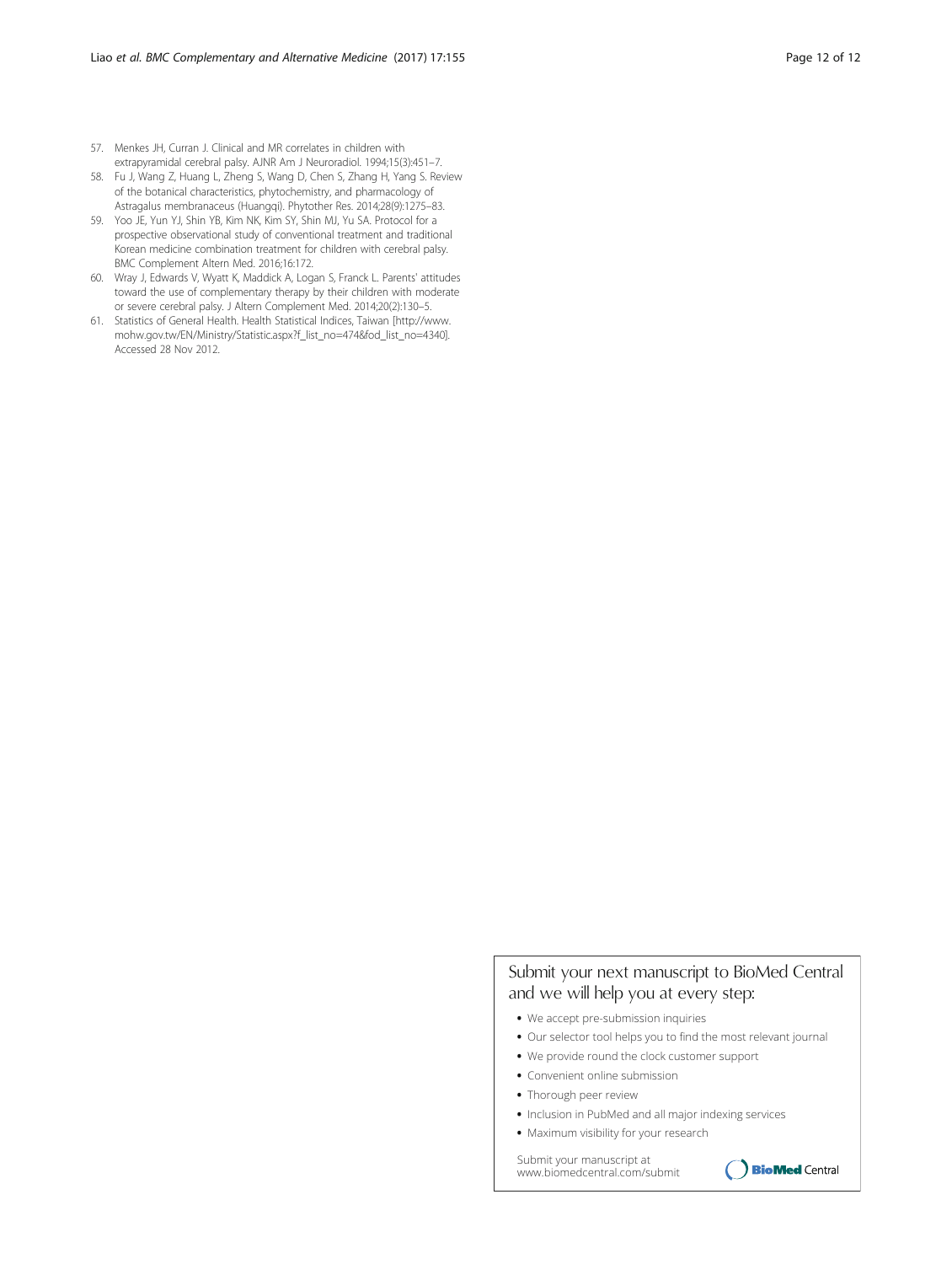57. Menkes JH, Curran J. Clinical and MR correlates in children with extrapyramidal cerebral palsy. AJNR Am J Neuroradiol. 1994;15(3):451–7.
58. Fu J, Wang Z, Huang L, Zheng S, Wang D, Chen S, Zhang H, Yang S. Review of the botanical characteristics, phytochemistry, and pharmacology of Astragalus membranaceus (Huangqi). Phytother Res. 2014;28(9):1275–83.
59. Yoo JE, Yun YJ, Shin YB, Kim NK, Kim SY, Shin MJ, Yu SA. Protocol for a prospective observational study of conventional treatment and traditional Korean medicine combination treatment for children with cerebral palsy. BMC Complement Altern Med. 2016;16:172.
60. Wray J, Edwards V, Wyatt K, Maddick A, Logan S, Franck L. Parents' attitudes toward the use of complementary therapy by their children with moderate or severe cerebral palsy. J Altern Complement Med. 2014;20(2):130–5.
61. Statistics of General Health. Health Statistical Indices, Taiwan [http://www.mohw.gov.tw/EN/Ministry/Statistic.aspx?f_list_no=474&fod_list_no=4340]. Accessed 28 Nov 2012.

Submit your next manuscript to BioMed Central and we will help you at every step:

- We accept pre-submission inquiries
- Our selector tool helps you to find the most relevant journal
- We provide round the clock customer support
- Convenient online submission
- Thorough peer review
- Inclusion in PubMed and all major indexing services
- Maximum visibility for your research

Submit your manuscript at www.biomedcentral.com/submit

BioMed Central